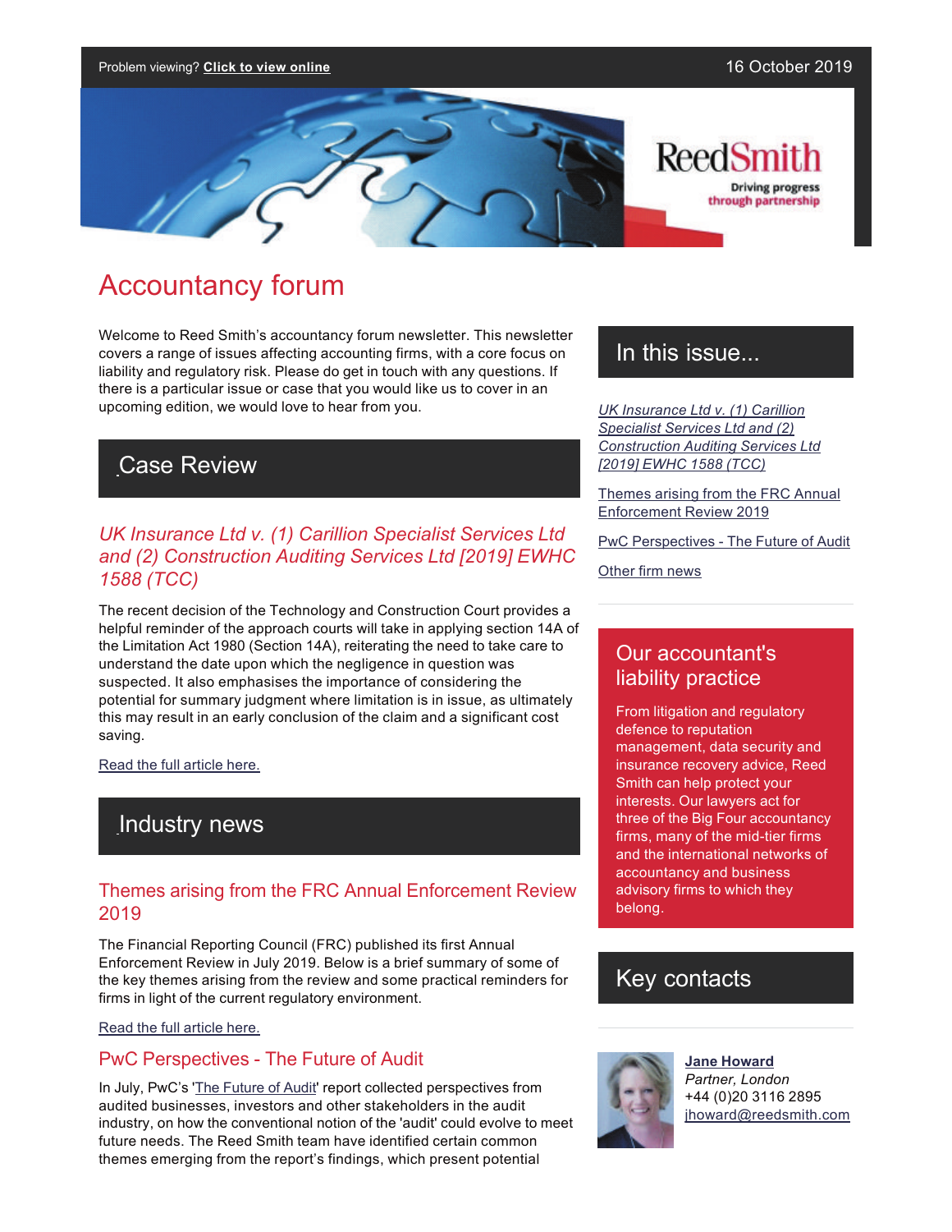Problem viewing? **Click to view online**

16 October 2019

ReedSmith

Driving progress through partnership

# Accountancy forum

Welcome to Reed Smith's accountancy forum newsletter. This newsletter covers a range of issues affecting accounting firms, with a core focus on liability and regulatory risk. Please do get in touch with any questions. If there is a particular issue or case that you would like us to cover in an upcoming edition, we would love to hear from you.

## Case Review

### *UK Insurance Ltd v. (1) Carillion Specialist Services Ltd and (2) Construction Auditing Services Ltd [2019] EWHC 1588 (TCC)*

The recent decision of the Technology and Construction Court provides a helpful reminder of the approach courts will take in applying section 14A of the Limitation Act 1980 (Section 14A), reiterating the need to take care to understand the date upon which the negligence in question was suspected. It also emphasises the importance of considering the potential for summary judgment where limitation is in issue, as ultimately this may result in an early conclusion of the claim and a significant cost saving.

Read the full article here.

## Industry news

### Themes arising from the FRC Annual Enforcement Review 2019

The Financial Reporting Council (FRC) published its first Annual Enforcement Review in July 2019. Below is a brief summary of some of the key themes arising from the review and some practical reminders for firms in light of the current regulatory environment.

Read the full article here.

### PwC Perspectives - The Future of Audit

In July, PwC's 'The Future of Audit' report collected perspectives from audited businesses, investors and other stakeholders in the audit industry, on how the conventional notion of the 'audit' could evolve to meet future needs. The Reed Smith team have identified certain common themes emerging from the report's findings, which present potential

## In this issue...

- *UK Insurance Ltd v. (1) Carillion Specialist Services Ltd and (2) Construction Auditing Services Ltd [2019] EWHC 1588 (TCC)*
- Themes arising from the FRC Annual Enforcement Review 2019
- PwC Perspectives - The Future of Audit
- Other firm news

## Our accountant's liability practice

From litigation and regulatory defence to reputation management, data security and insurance recovery advice, Reed Smith can help protect your interests. Our lawyers act for three of the Big Four accountancy firms, many of the mid-tier firms and the international networks of accountancy and business advisory firms to which they belong.

## Key contacts

**Jane Howard**
*Partner, London*
+44 (0)20 3116 2895
jhoward@reedsmith.com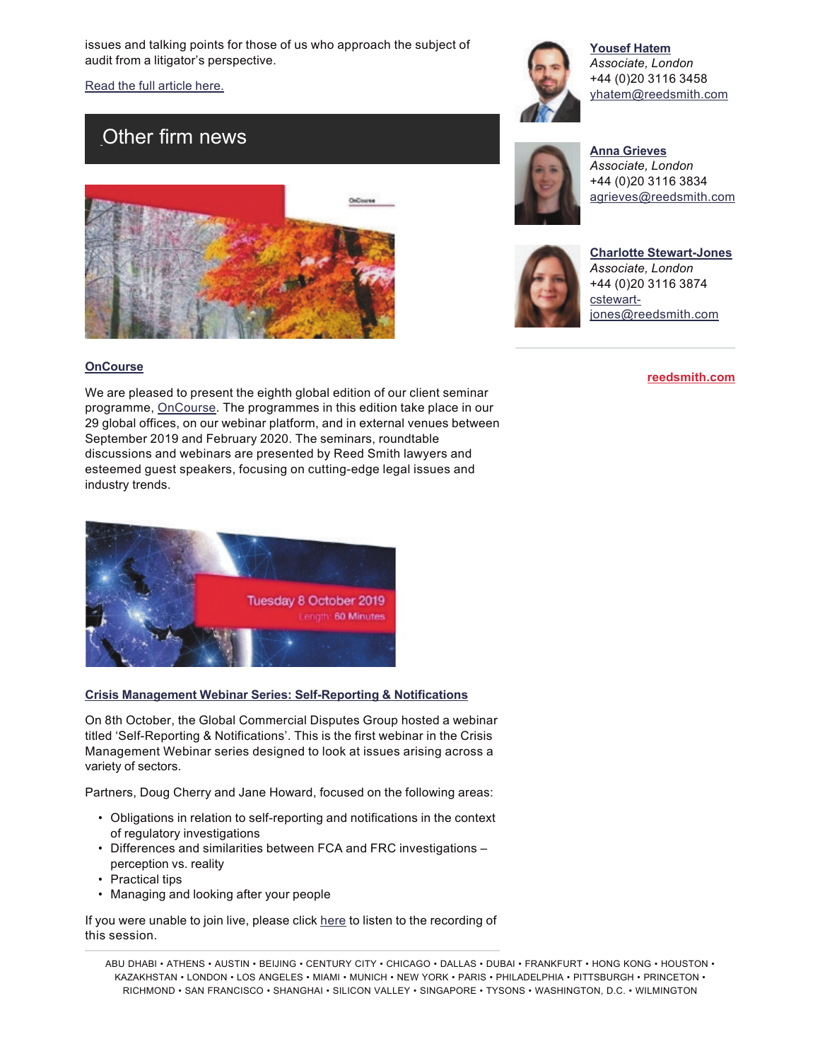issues and talking points for those of us who approach the subject of audit from a litigator's perspective.

Read the full article here.

## Other firm news

**OnCourse**

We are pleased to present the eighth global edition of our client seminar programme, OnCourse. The programmes in this edition take place in our 29 global offices, on our webinar platform, and in external venues between September 2019 and February 2020. The seminars, roundtable discussions and webinars are presented by Reed Smith lawyers and esteemed guest speakers, focusing on cutting-edge legal issues and industry trends.

**Crisis Management Webinar Series: Self-Reporting & Notifications**

On 8th October, the Global Commercial Disputes Group hosted a webinar titled 'Self-Reporting & Notifications'. This is the first webinar in the Crisis Management Webinar series designed to look at issues arising across a variety of sectors.

Partners, Doug Cherry and Jane Howard, focused on the following areas:

- Obligations in relation to self-reporting and notifications in the context of regulatory investigations
- Differences and similarities between FCA and FRC investigations – perception vs. reality
- Practical tips
- Managing and looking after your people

If you were unable to join live, please click here to listen to the recording of this session.

**Yousef Hatem**
*Associate, London*
+44 (0)20 3116 3458
yhatem@reedsmith.com

**Anna Grieves**
*Associate, London*
+44 (0)20 3116 3834
agrieves@reedsmith.com

**Charlotte Stewart-Jones**
*Associate, London*
+44 (0)20 3116 3874
cstewart-jones@reedsmith.com

**reedsmith.com**

ABU DHABI • ATHENS • AUSTIN • BEIJING • CENTURY CITY • CHICAGO • DALLAS • DUBAI • FRANKFURT • HONG KONG • HOUSTON • KAZAKHSTAN • LONDON • LOS ANGELES • MIAMI • MUNICH • NEW YORK • PARIS • PHILADELPHIA • PITTSBURGH • PRINCETON • RICHMOND • SAN FRANCISCO • SHANGHAI • SILICON VALLEY • SINGAPORE • TYSONS • WASHINGTON, D.C. • WILMINGTON